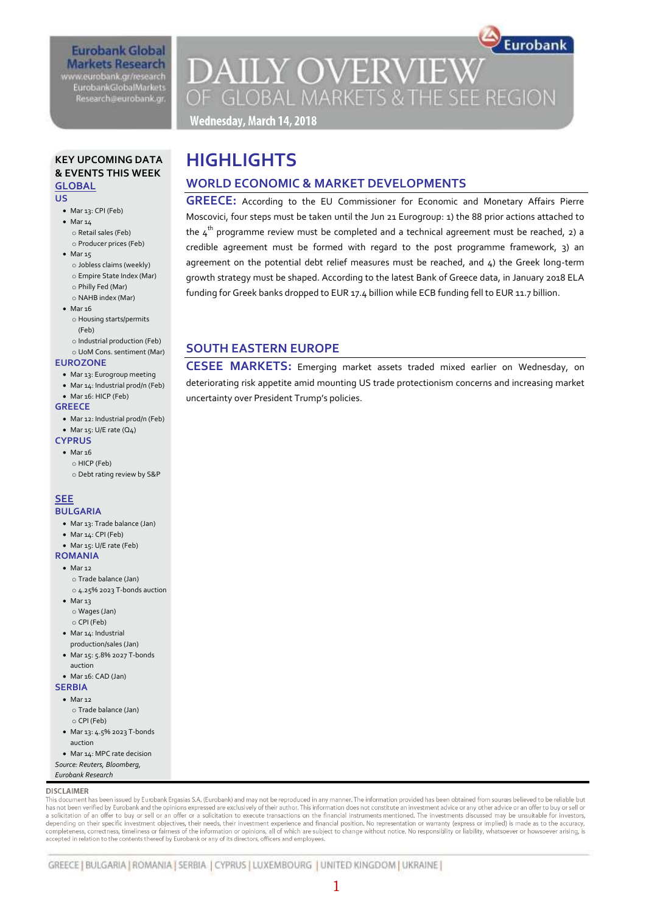**Eurobank Global Markets Research**
www.eurobank.gr/research
EurobankGlobalMarkets
Research@eurobank.gr

# DAILY OVERVIEW OF GLOBAL MARKETS & THE SEE REGION

**Wednesday, March 14, 2018**

## KEY UPCOMING DATA & EVENTS THIS WEEK

### GLOBAL

**US**

- Mar 13: CPI (Feb)
- Mar 14
  - Retail sales (Feb)
  - Producer prices (Feb)
- Mar 15
  - Jobless claims (weekly)
  - Empire State Index (Mar)
  - Philly Fed (Mar)
  - NAHB index (Mar)
- Mar 16
  - Housing starts/permits (Feb)
  - Industrial production (Feb)
  - UoM Cons. sentiment (Mar)

**EUROZONE**

- Mar 13: Eurogroup meeting
- Mar 14: Industrial prod/n (Feb)
- Mar 16: HICP (Feb)

**GREECE**

- Mar 12: Industrial prod/n (Feb)
- Mar 15: U/E rate (Q4)

**CYPRUS**

- Mar 16
  - HICP (Feb)
  - Debt rating review by S&P

### SEE

**BULGARIA**

- Mar 13: Trade balance (Jan)
- Mar 14: CPI (Feb)
- Mar 15: U/E rate (Feb)

**ROMANIA**

- Mar 12
  - Trade balance (Jan)
  - 4.25% 2023 T-bonds auction
- Mar 13
  - Wages (Jan)
  - CPI (Feb)
- Mar 14: Industrial production/sales (Jan)
- Mar 15: 5.8% 2027 T-bonds auction
- Mar 16: CAD (Jan)

**SERBIA**

- Mar 12
  - Trade balance (Jan)
  - CPI (Feb)
- Mar 13: 4.5% 2023 T-bonds auction
- Mar 14: MPC rate decision

*Source: Reuters, Bloomberg, Eurobank Research*

# HIGHLIGHTS

## WORLD ECONOMIC & MARKET DEVELOPMENTS

**GREECE:** According to the EU Commissioner for Economic and Monetary Affairs Pierre Moscovici, four steps must be taken until the Jun 21 Eurogroup: 1) the 88 prior actions attached to the 4th programme review must be completed and a technical agreement must be reached, 2) a credible agreement must be formed with regard to the post programme framework, 3) an agreement on the potential debt relief measures must be reached, and 4) the Greek long-term growth strategy must be shaped. According to the latest Bank of Greece data, in January 2018 ELA funding for Greek banks dropped to EUR 17.4 billion while ECB funding fell to EUR 11.7 billion.

## SOUTH EASTERN EUROPE

**CESEE MARKETS:** Emerging market assets traded mixed earlier on Wednesday, on deteriorating risk appetite amid mounting US trade protectionism concerns and increasing market uncertainty over President Trump's policies.

**DISCLAIMER**

This document has been issued by Eurobank Ergasias S.A. (Eurobank) and may not be reproduced in any manner. The information provided has been obtained from sources believed to be reliable but has not been verified by Eurobank and the opinions expressed are exclusively of their author. This information does not constitute an investment advice or any other advice or an offer to buy or sell or a solicitation of an offer to buy or sell or an offer or a solicitation to execute transactions on the financial instruments mentioned. The investments discussed may be unsuitable for investors, depending on their specific investment objectives, their needs, their investment experience and financial position. No representation or warranty (express or implied) is made as to the accuracy, completeness, correctness, timeliness or fairness of the information or opinions, all of which are subject to change without notice. No responsibility or liability, whatsoever or howsoever arising, is accepted in relation to the contents thereof by Eurobank or any of its directors, officers and employees.

GREECE | BULGARIA | ROMANIA | SERBIA | CYPRUS | LUXEMBOURG | UNITED KINGDOM | UKRAINE |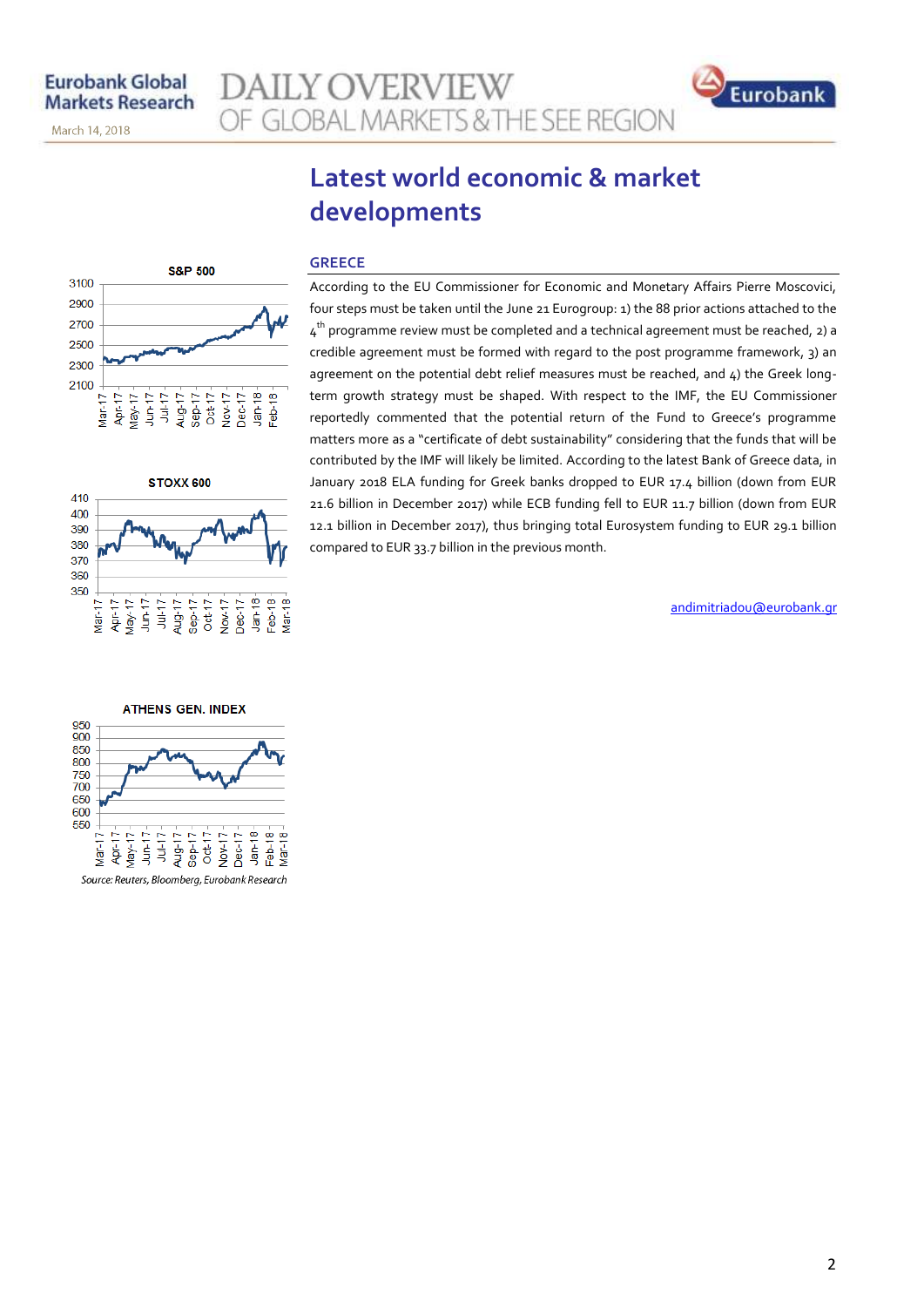# Latest world economic & market developments

## GREECE

According to the EU Commissioner for Economic and Monetary Affairs Pierre Moscovici, four steps must be taken until the June 21 Eurogroup: 1) the 88 prior actions attached to the 4th programme review must be completed and a technical agreement must be reached, 2) a credible agreement must be formed with regard to the post programme framework, 3) an agreement on the potential debt relief measures must be reached, and 4) the Greek long-term growth strategy must be shaped. With respect to the IMF, the EU Commissioner reportedly commented that the potential return of the Fund to Greece's programme matters more as a "certificate of debt sustainability" considering that the funds that will be contributed by the IMF will likely be limited. According to the latest Bank of Greece data, in January 2018 ELA funding for Greek banks dropped to EUR 17.4 billion (down from EUR 21.6 billion in December 2017) while ECB funding fell to EUR 11.7 billion (down from EUR 12.1 billion in December 2017), thus bringing total Eurosystem funding to EUR 29.1 billion compared to EUR 33.7 billion in the previous month.

andimitriadou@eurobank.gr

S&P 500

STOXX 600

ATHENS GEN. INDEX

*Source: Reuters, Bloomberg, Eurobank Research*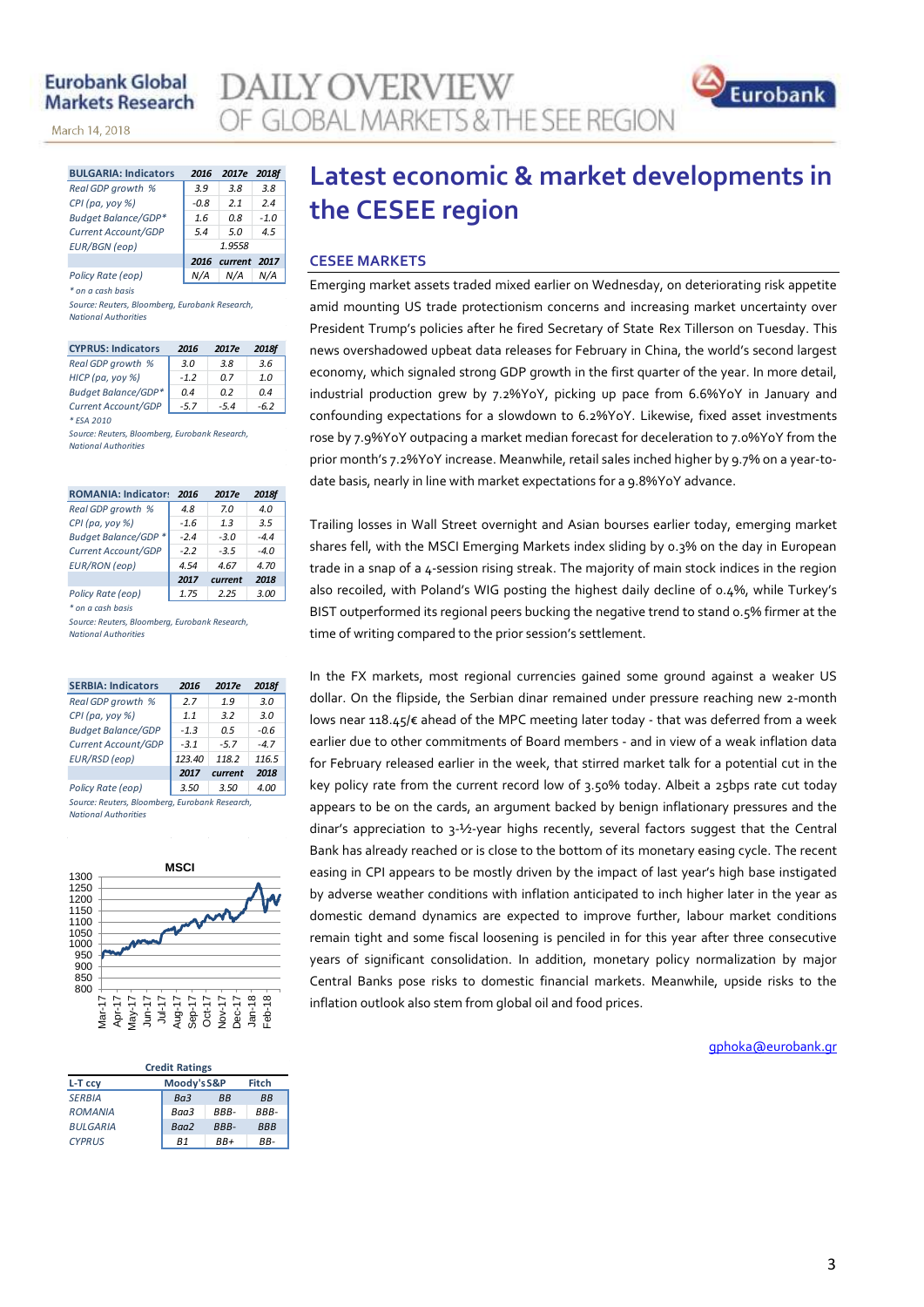# Latest economic & market developments in the CESEE region

## CESEE MARKETS

Emerging market assets traded mixed earlier on Wednesday, on deteriorating risk appetite amid mounting US trade protectionism concerns and increasing market uncertainty over President Trump's policies after he fired Secretary of State Rex Tillerson on Tuesday. This news overshadowed upbeat data releases for February in China, the world's second largest economy, which signaled strong GDP growth in the first quarter of the year. In more detail, industrial production grew by 7.2%YoY, picking up pace from 6.6%YoY in January and confounding expectations for a slowdown to 6.2%YoY. Likewise, fixed asset investments rose by 7.9%YoY outpacing a market median forecast for deceleration to 7.0%YoY from the prior month's 7.2%YoY increase. Meanwhile, retail sales inched higher by 9.7% on a year-to-date basis, nearly in line with market expectations for a 9.8%YoY advance.

Trailing losses in Wall Street overnight and Asian bourses earlier today, emerging market shares fell, with the MSCI Emerging Markets index sliding by 0.3% on the day in European trade in a snap of a 4-session rising streak. The majority of main stock indices in the region also recoiled, with Poland's WIG posting the highest daily decline of 0.4%, while Turkey's BIST outperformed its regional peers bucking the negative trend to stand 0.5% firmer at the time of writing compared to the prior session's settlement.

In the FX markets, most regional currencies gained some ground against a weaker US dollar. On the flipside, the Serbian dinar remained under pressure reaching new 2-month lows near 118.45/€ ahead of the MPC meeting later today - that was deferred from a week earlier due to other commitments of Board members - and in view of a weak inflation data for February released earlier in the week, that stirred market talk for a potential cut in the key policy rate from the current record low of 3.50% today. Albeit a 25bps rate cut today appears to be on the cards, an argument backed by benign inflationary pressures and the dinar's appreciation to 3-½-year highs recently, several factors suggest that the Central Bank has already reached or is close to the bottom of its monetary easing cycle. The recent easing in CPI appears to be mostly driven by the impact of last year's high base instigated by adverse weather conditions with inflation anticipated to inch higher later in the year as domestic demand dynamics are expected to improve further, labour market conditions remain tight and some fiscal loosening is penciled in for this year after three consecutive years of significant consolidation. In addition, monetary policy normalization by major Central Banks pose risks to domestic financial markets. Meanwhile, upside risks to the inflation outlook also stem from global oil and food prices.

gphoka@eurobank.gr

| BULGARIA: Indicators | 2016 | 2017e | 2018f |
|---|---|---|---|
| Real GDP growth % | 3.9 | 3.8 | 3.8 |
| CPI (pa, yoy %) | -0.8 | 2.1 | 2.4 |
| Budget Balance/GDP* | 1.6 | 0.8 | -1.0 |
| Current Account/GDP | 5.4 | 5.0 | 4.5 |
| EUR/BGN (eop) | | 1.9558 | |
| | 2016 | current | 2017 |
| Policy Rate (eop) | N/A | N/A | N/A |

\* on a cash basis

Source: Reuters, Bloomberg, Eurobank Research, National Authorities

| CYPRUS: Indicators | 2016 | 2017e | 2018f |
|---|---|---|---|
| Real GDP growth % | 3.0 | 3.8 | 3.6 |
| HICP (pa, yoy %) | -1.2 | 0.7 | 1.0 |
| Budget Balance/GDP* | 0.4 | 0.2 | 0.4 |
| Current Account/GDP | -5.7 | -5.4 | -6.2 |

\* ESA 2010

Source: Reuters, Bloomberg, Eurobank Research, National Authorities

| ROMANIA: Indicators | 2016 | 2017e | 2018f |
|---|---|---|---|
| Real GDP growth % | 4.8 | 7.0 | 4.0 |
| CPI (pa, yoy %) | -1.6 | 1.3 | 3.5 |
| Budget Balance/GDP * | -2.4 | -3.0 | -4.4 |
| Current Account/GDP | -2.2 | -3.5 | -4.0 |
| EUR/RON (eop) | 4.54 | 4.67 | 4.70 |
| | 2017 | current | 2018 |
| Policy Rate (eop) | 1.75 | 2.25 | 3.00 |

\* on a cash basis

Source: Reuters, Bloomberg, Eurobank Research, National Authorities

| SERBIA: Indicators | 2016 | 2017e | 2018f |
|---|---|---|---|
| Real GDP growth % | 2.7 | 1.9 | 3.0 |
| CPI (pa, yoy %) | 1.1 | 3.2 | 3.0 |
| Budget Balance/GDP | -1.3 | 0.5 | -0.6 |
| Current Account/GDP | -3.1 | -5.7 | -4.7 |
| EUR/RSD (eop) | 123.40 | 118.2 | 116.5 |
| | 2017 | current | 2018 |
| Policy Rate (eop) | 3.50 | 3.50 | 4.00 |

Source: Reuters, Bloomberg, Eurobank Research, National Authorities

| Credit Ratings | | | |
|---|---|---|---|
| L-T ccy | Moody's | S&P | Fitch |
| SERBIA | Ba3 | BB | BB |
| ROMANIA | Baa3 | BBB- | BBB- |
| BULGARIA | Baa2 | BBB- | BBB |
| CYPRUS | B1 | BB+ | BB- |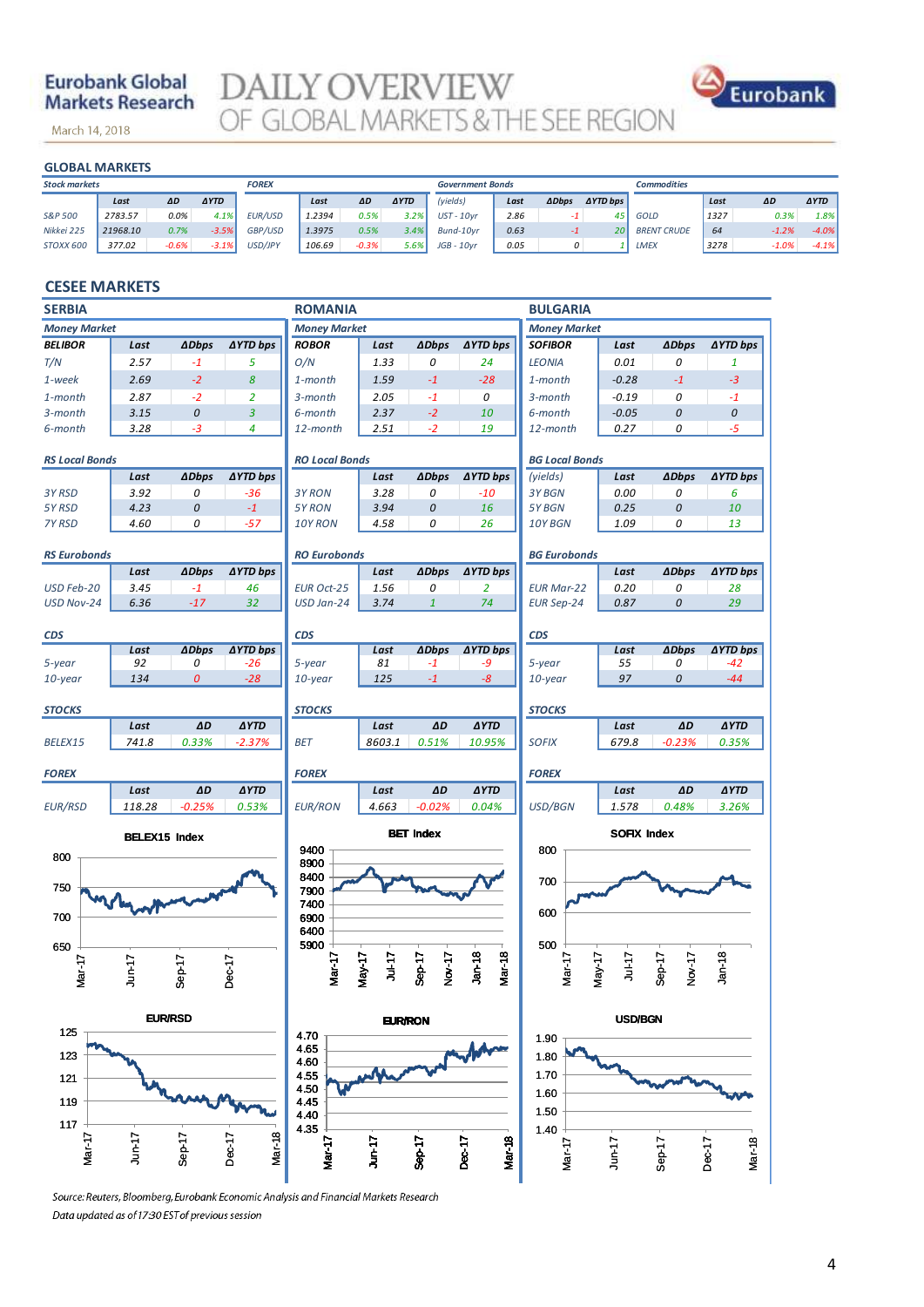Eurobank Global Markets Research

March 14, 2018

# DAILY OVERVIEW OF GLOBAL MARKETS & THE SEE REGION

## GLOBAL MARKETS

| Stock markets | Last | ΔD | ΔYTD |
|---|---|---|---|
| S&P 500 | 2783.57 | 0.0% | 4.1% |
| Nikkei 225 | 21968.10 | 0.7% | -3.5% |
| STOXX 600 | 377.02 | -0.6% | -3.1% |

| FOREX | Last | ΔD | ΔYTD |
|---|---|---|---|
| EUR/USD | 1.2394 | 0.5% | 3.2% |
| GBP/USD | 1.3975 | 0.5% | 3.4% |
| USD/JPY | 106.69 | -0.3% | 5.6% |

| Government Bonds (yields) | Last | ΔDbps | ΔYTD bps |
|---|---|---|---|
| UST - 10yr | 2.86 | -1 | 45 |
| Bund-10yr | 0.63 | -1 | 20 |
| JGB - 10yr | 0.05 | 0 | 1 |

| Commodities | Last | ΔD | ΔYTD |
|---|---|---|---|
| GOLD | 1327 | 0.3% | 1.8% |
| BRENT CRUDE | 64 | -1.2% | -4.0% |
| LMEX | 3278 | -1.0% | -4.1% |

## CESEE MARKETS

### SERBIA

**Money Market**

| BELIBOR | Last | ΔDbps | ΔYTD bps |
|---|---|---|---|
| T/N | 2.57 | -1 | 5 |
| 1-week | 2.69 | -2 | 8 |
| 1-month | 2.87 | -2 | 2 |
| 3-month | 3.15 | 0 | 3 |
| 6-month | 3.28 | -3 | 4 |

**RS Local Bonds**

| | Last | ΔDbps | ΔYTD bps |
|---|---|---|---|
| 3Y RSD | 3.92 | 0 | -36 |
| 5Y RSD | 4.23 | 0 | -1 |
| 7Y RSD | 4.60 | 0 | -57 |

**RS Eurobonds**

| | Last | ΔDbps | ΔYTD bps |
|---|---|---|---|
| USD Feb-20 | 3.45 | -1 | 46 |
| USD Nov-24 | 6.36 | -17 | 32 |

**CDS**

| | Last | ΔDbps | ΔYTD bps |
|---|---|---|---|
| 5-year | 92 | 0 | -26 |
| 10-year | 134 | 0 | -28 |

**STOCKS**

| | Last | ΔD | ΔYTD |
|---|---|---|---|
| BELEX15 | 741.8 | 0.33% | -2.37% |

**FOREX**

| | Last | ΔD | ΔYTD |
|---|---|---|---|
| EUR/RSD | 118.28 | -0.25% | 0.53% |

### ROMANIA

**Money Market**

| ROBOR | Last | ΔDbps | ΔYTD bps |
|---|---|---|---|
| O/N | 1.33 | 0 | 24 |
| 1-month | 1.59 | -1 | -28 |
| 3-month | 2.05 | -1 | 0 |
| 6-month | 2.37 | -2 | 10 |
| 12-month | 2.51 | -2 | 19 |

**RO Local Bonds**

| | Last | ΔDbps | ΔYTD bps |
|---|---|---|---|
| 3Y RON | 3.28 | 0 | -10 |
| 5Y RON | 3.94 | 0 | 16 |
| 10Y RON | 4.58 | 0 | 26 |

**RO Eurobonds**

| | Last | ΔDbps | ΔYTD bps |
|---|---|---|---|
| EUR Oct-25 | 1.56 | 0 | 2 |
| USD Jan-24 | 3.74 | 1 | 74 |

**CDS**

| | Last | ΔDbps | ΔYTD bps |
|---|---|---|---|
| 5-year | 81 | -1 | -9 |
| 10-year | 125 | -1 | -8 |

**STOCKS**

| | Last | ΔD | ΔYTD |
|---|---|---|---|
| BET | 8603.1 | 0.51% | 10.95% |

**FOREX**

| | Last | ΔD | ΔYTD |
|---|---|---|---|
| EUR/RON | 4.663 | -0.02% | 0.04% |

### BULGARIA

**Money Market**

| SOFIBOR | Last | ΔDbps | ΔYTD bps |
|---|---|---|---|
| LEONIA | 0.01 | 0 | 1 |
| 1-month | -0.28 | -1 | -3 |
| 3-month | -0.19 | 0 | -1 |
| 6-month | -0.05 | 0 | 0 |
| 12-month | 0.27 | 0 | -5 |

**BG Local Bonds**

| (yields) | Last | ΔDbps | ΔYTD bps |
|---|---|---|---|
| 3Y BGN | 0.00 | 0 | 6 |
| 5Y BGN | 0.25 | 0 | 10 |
| 10Y BGN | 1.09 | 0 | 13 |

**BG Eurobonds**

| | Last | ΔDbps | ΔYTD bps |
|---|---|---|---|
| EUR Mar-22 | 0.20 | 0 | 28 |
| EUR Sep-24 | 0.87 | 0 | 29 |

**CDS**

| | Last | ΔDbps | ΔYTD bps |
|---|---|---|---|
| 5-year | 55 | 0 | -42 |
| 10-year | 97 | 0 | -44 |

**STOCKS**

| | Last | ΔD | ΔYTD |
|---|---|---|---|
| SOFIX | 679.8 | -0.23% | 0.35% |

**FOREX**

| | Last | ΔD | ΔYTD |
|---|---|---|---|
| USD/BGN | 1.578 | 0.48% | 3.26% |

BELEX15 Index

BET Index

SOFIX Index

EUR/RSD

EUR/RON

USD/BGN

*Source: Reuters, Bloomberg, Eurobank Economic Analysis and Financial Markets Research*

*Data updated as of 17:30 EST of previous session*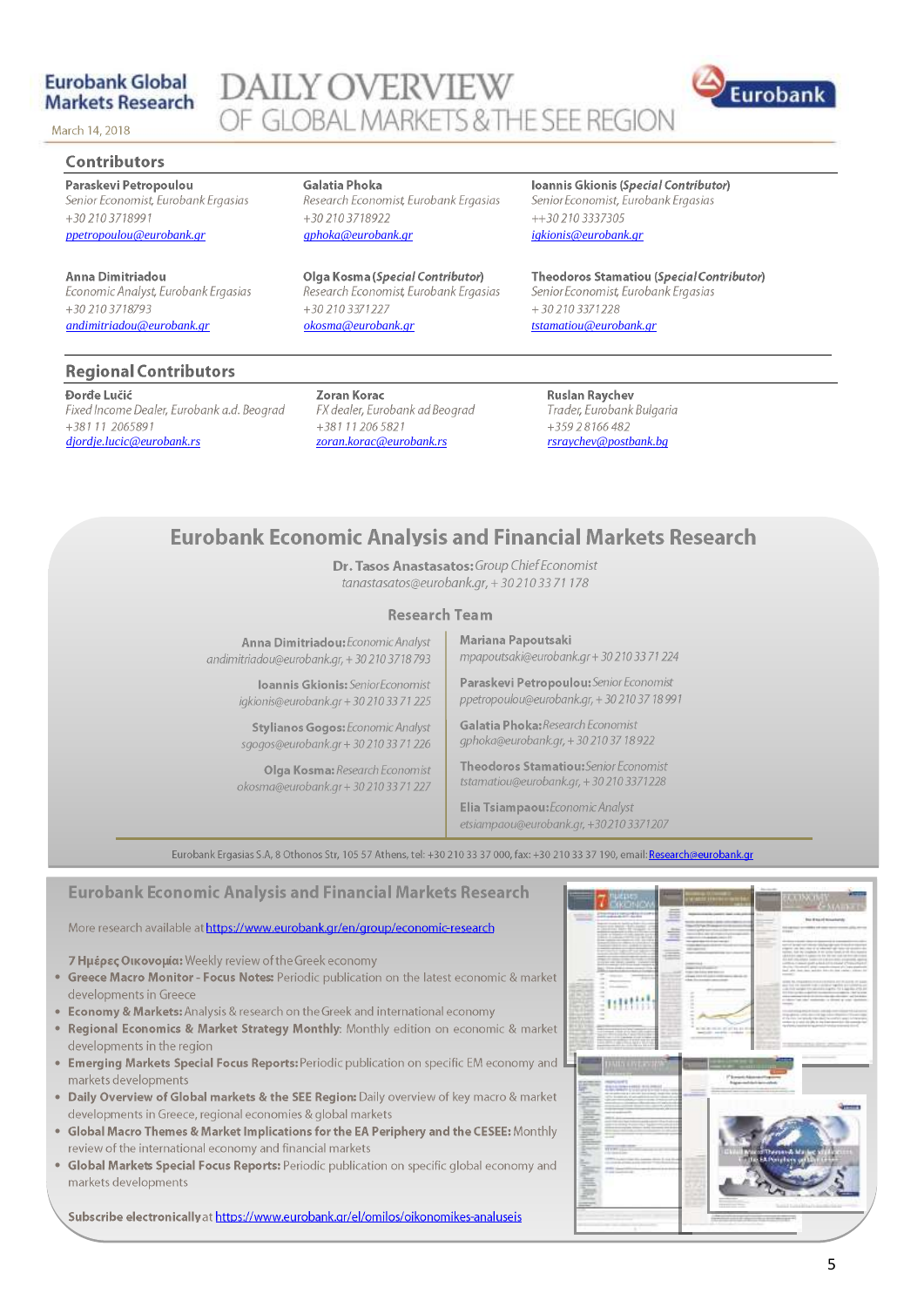Eurobank Global Markets Research

March 14, 2018

# DAILY OVERVIEW OF GLOBAL MARKETS & THE SEE REGION

## Contributors

**Paraskevi Petropoulou**
*Senior Economist, Eurobank Ergasias*
+30 210 3718991
ppetropoulou@eurobank.gr

**Galatia Phoka**
*Research Economist, Eurobank Ergasias*
+30 210 3718922
gphoka@eurobank.gr

**Ioannis Gkionis (*Special Contributor*)**
*Senior Economist, Eurobank Ergasias*
++30 210 3337305
igkionis@eurobank.gr

**Anna Dimitriadou**
*Economic Analyst, Eurobank Ergasias*
+30 210 3718793
andimitriadou@eurobank.gr

**Olga Kosma (*Special Contributor*)**
*Research Economist, Eurobank Ergasias*
+30 210 3371227
okosma@eurobank.gr

**Theodoros Stamatiou (*Special Contributor*)**
*Senior Economist, Eurobank Ergasias*
+ 30 210 3371228
tstamatiou@eurobank.gr

## Regional Contributors

**Đorđe Lučić**
*Fixed Income Dealer, Eurobank a.d. Beograd*
+381 11 2065891
djordje.lucic@eurobank.rs

**Zoran Korac**
*FX dealer, Eurobank ad Beograd*
+381 11 206 5821
zoran.korac@eurobank.rs

**Ruslan Raychev**
*Trader, Eurobank Bulgaria*
+359 2 8166 482
rsraychev@postbank.bg

## Eurobank Economic Analysis and Financial Markets Research

**Dr. Tasos Anastasatos:** *Group Chief Economist*
*tanastasatos@eurobank.gr, + 30 210 33 71 178*

### Research Team

**Anna Dimitriadou:** *Economic Analyst*
*andimitriadou@eurobank.gr, + 30 210 3718 793*

**Ioannis Gkionis:** *Senior Economist*
*igkionis@eurobank.gr + 30 210 33 71 225*

**Stylianos Gogos:** *Economic Analyst*
*sgogos@eurobank.gr + 30 210 33 71 226*

**Olga Kosma:** *Research Economist*
*okosma@eurobank.gr + 30 210 33 71 227*

**Mariana Papoutsaki**
*mpapoutsaki@eurobank.gr + 30 210 33 71 224*

**Paraskevi Petropoulou:** *Senior Economist*
*ppetropoulou@eurobank.gr, + 30 210 37 18 991*

**Galatia Phoka:** *Research Economist*
*gphoka@eurobank.gr, + 30 210 37 18 922*

**Theodoros Stamatiou:** *Senior Economist*
*tstamatiou@eurobank.gr, + 30 210 3371228*

**Elia Tsiampaou:** *Economic Analyst*
*etsiampaou@eurobank.gr, +30 210 3371207*

Eurobank Ergasias S.A, 8 Othonos Str, 105 57 Athens, tel: +30 210 33 37 000, fax: +30 210 33 37 190, email: Research@eurobank.gr

## Eurobank Economic Analysis and Financial Markets Research

More research available at https://www.eurobank.gr/en/group/economic-research

**7 Ημέρες Οικονομία:** Weekly review of the Greek economy

- **Greece Macro Monitor - Focus Notes:** Periodic publication on the latest economic & market developments in Greece
- **Economy & Markets:** Analysis & research on the Greek and international economy
- **Regional Economics & Market Strategy Monthly**: Monthly edition on economic & market developments in the region
- **Emerging Markets Special Focus Reports:** Periodic publication on specific EM economy and markets developments
- **Daily Overview of Global markets & the SEE Region:** Daily overview of key macro & market developments in Greece, regional economies & global markets
- **Global Macro Themes & Market Implications for the EA Periphery and the CESEE:** Monthly review of the international economy and financial markets
- **Global Markets Special Focus Reports:** Periodic publication on specific global economy and markets developments

**Subscribe electronically** at https://www.eurobank.gr/el/omilos/oikonomikes-analuseis